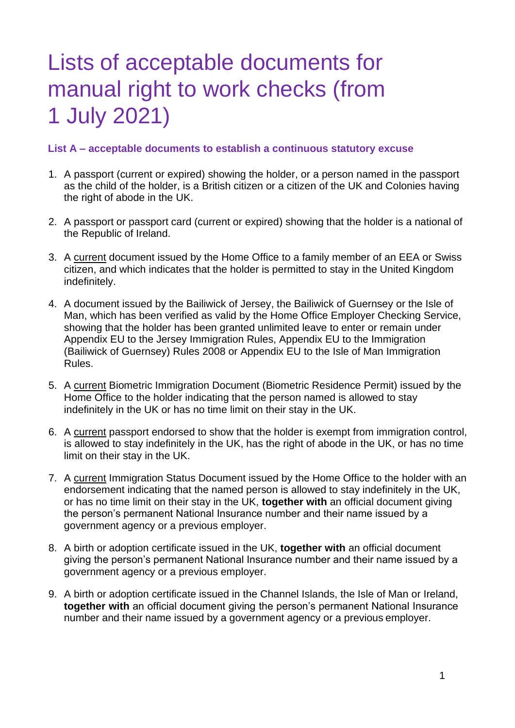# Lists of acceptable documents for manual right to work checks (from 1 July 2021)

### List A – acceptable documents to establish a continuous statutory excuse

1. A passport (current or expired) showing the holder, or a person named in the passport as the child of the holder, is a British citizen or a citizen of the UK and Colonies having the right of abode in the UK.

2. A passport or passport card (current or expired) showing that the holder is a national of the Republic of Ireland.

3. A <u>current</u> document issued by the Home Office to a family member of an EEA or Swiss citizen, and which indicates that the holder is permitted to stay in the United Kingdom indefinitely.

4. A document issued by the Bailiwick of Jersey, the Bailiwick of Guernsey or the Isle of Man, which has been verified as valid by the Home Office Employer Checking Service, showing that the holder has been granted unlimited leave to enter or remain under Appendix EU to the Jersey Immigration Rules, Appendix EU to the Immigration (Bailiwick of Guernsey) Rules 2008 or Appendix EU to the Isle of Man Immigration Rules.

5. A <u>current</u> Biometric Immigration Document (Biometric Residence Permit) issued by the Home Office to the holder indicating that the person named is allowed to stay indefinitely in the UK or has no time limit on their stay in the UK.

6. A <u>current</u> passport endorsed to show that the holder is exempt from immigration control, is allowed to stay indefinitely in the UK, has the right of abode in the UK, or has no time limit on their stay in the UK.

7. A <u>current</u> Immigration Status Document issued by the Home Office to the holder with an endorsement indicating that the named person is allowed to stay indefinitely in the UK, or has no time limit on their stay in the UK, **together with** an official document giving the person's permanent National Insurance number and their name issued by a government agency or a previous employer.

8. A birth or adoption certificate issued in the UK, **together with** an official document giving the person's permanent National Insurance number and their name issued by a government agency or a previous employer.

9. A birth or adoption certificate issued in the Channel Islands, the Isle of Man or Ireland, **together with** an official document giving the person's permanent National Insurance number and their name issued by a government agency or a previous employer.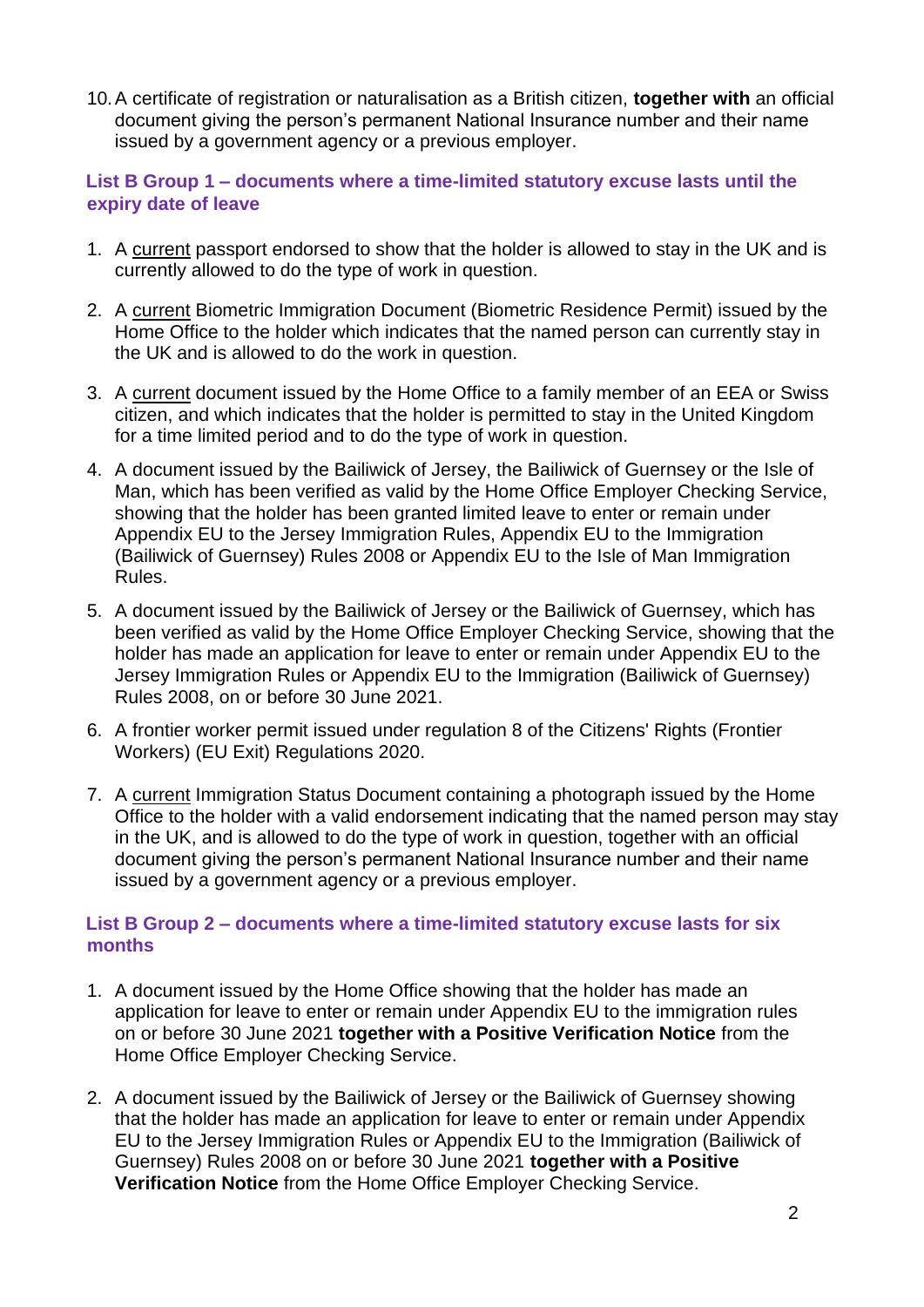10. A certificate of registration or naturalisation as a British citizen, **together with** an official document giving the person's permanent National Insurance number and their name issued by a government agency or a previous employer.

### List B Group 1 – documents where a time-limited statutory excuse lasts until the expiry date of leave

1. A current passport endorsed to show that the holder is allowed to stay in the UK and is currently allowed to do the type of work in question.

2. A current Biometric Immigration Document (Biometric Residence Permit) issued by the Home Office to the holder which indicates that the named person can currently stay in the UK and is allowed to do the work in question.

3. A current document issued by the Home Office to a family member of an EEA or Swiss citizen, and which indicates that the holder is permitted to stay in the United Kingdom for a time limited period and to do the type of work in question.

4. A document issued by the Bailiwick of Jersey, the Bailiwick of Guernsey or the Isle of Man, which has been verified as valid by the Home Office Employer Checking Service, showing that the holder has been granted limited leave to enter or remain under Appendix EU to the Jersey Immigration Rules, Appendix EU to the Immigration (Bailiwick of Guernsey) Rules 2008 or Appendix EU to the Isle of Man Immigration Rules.

5. A document issued by the Bailiwick of Jersey or the Bailiwick of Guernsey, which has been verified as valid by the Home Office Employer Checking Service, showing that the holder has made an application for leave to enter or remain under Appendix EU to the Jersey Immigration Rules or Appendix EU to the Immigration (Bailiwick of Guernsey) Rules 2008, on or before 30 June 2021.

6. A frontier worker permit issued under regulation 8 of the Citizens' Rights (Frontier Workers) (EU Exit) Regulations 2020.

7. A current Immigration Status Document containing a photograph issued by the Home Office to the holder with a valid endorsement indicating that the named person may stay in the UK, and is allowed to do the type of work in question, together with an official document giving the person's permanent National Insurance number and their name issued by a government agency or a previous employer.

### List B Group 2 – documents where a time-limited statutory excuse lasts for six months

1. A document issued by the Home Office showing that the holder has made an application for leave to enter or remain under Appendix EU to the immigration rules on or before 30 June 2021 **together with a Positive Verification Notice** from the Home Office Employer Checking Service.

2. A document issued by the Bailiwick of Jersey or the Bailiwick of Guernsey showing that the holder has made an application for leave to enter or remain under Appendix EU to the Jersey Immigration Rules or Appendix EU to the Immigration (Bailiwick of Guernsey) Rules 2008 on or before 30 June 2021 **together with a Positive Verification Notice** from the Home Office Employer Checking Service.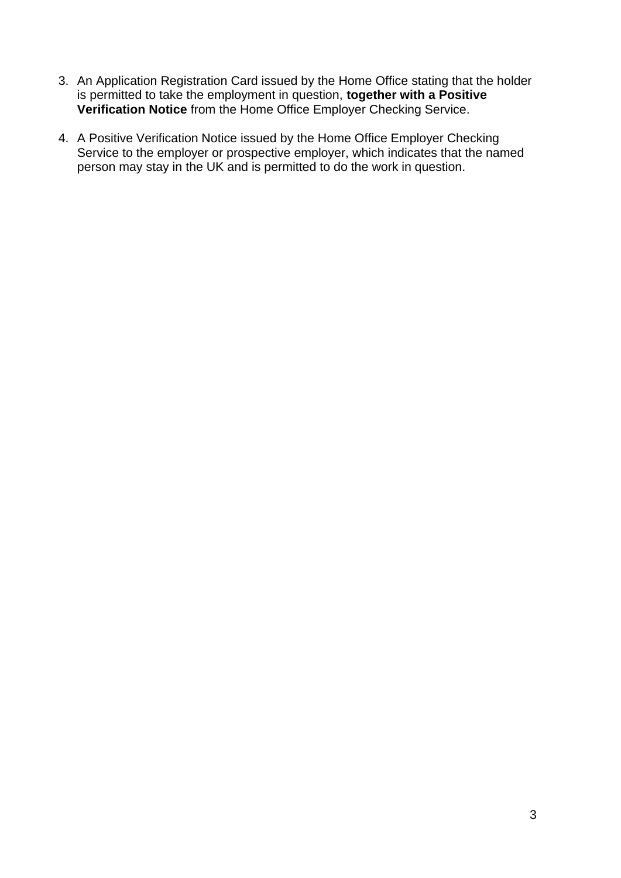3. An Application Registration Card issued by the Home Office stating that the holder is permitted to take the employment in question, **together with a Positive Verification Notice** from the Home Office Employer Checking Service.

4. A Positive Verification Notice issued by the Home Office Employer Checking Service to the employer or prospective employer, which indicates that the named person may stay in the UK and is permitted to do the work in question.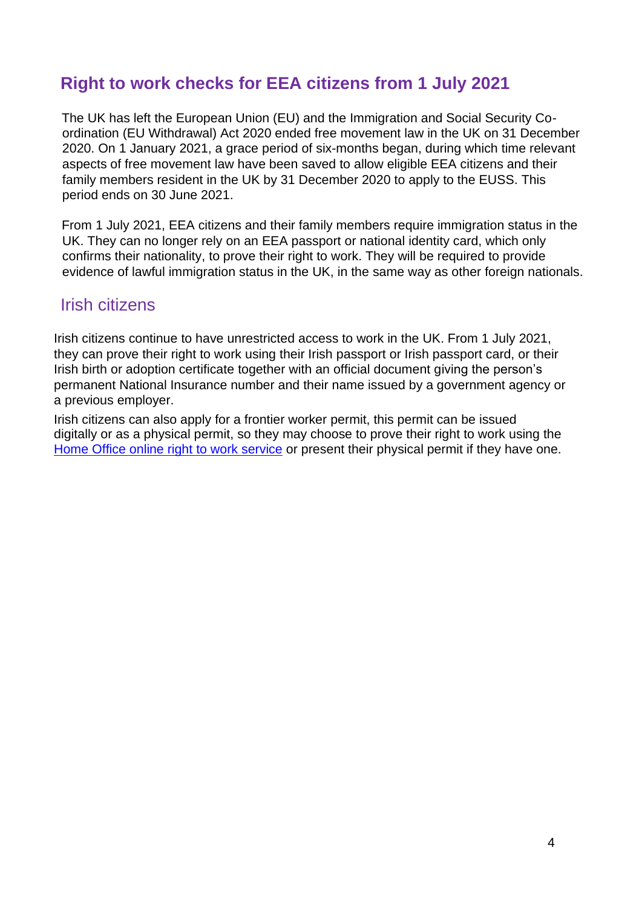## Right to work checks for EEA citizens from 1 July 2021

The UK has left the European Union (EU) and the Immigration and Social Security Co-ordination (EU Withdrawal) Act 2020 ended free movement law in the UK on 31 December 2020. On 1 January 2021, a grace period of six-months began, during which time relevant aspects of free movement law have been saved to allow eligible EEA citizens and their family members resident in the UK by 31 December 2020 to apply to the EUSS. This period ends on 30 June 2021.

From 1 July 2021, EEA citizens and their family members require immigration status in the UK. They can no longer rely on an EEA passport or national identity card, which only confirms their nationality, to prove their right to work. They will be required to provide evidence of lawful immigration status in the UK, in the same way as other foreign nationals.

### Irish citizens

Irish citizens continue to have unrestricted access to work in the UK. From 1 July 2021, they can prove their right to work using their Irish passport or Irish passport card, or their Irish birth or adoption certificate together with an official document giving the person's permanent National Insurance number and their name issued by a government agency or a previous employer.

Irish citizens can also apply for a frontier worker permit, this permit can be issued digitally or as a physical permit, so they may choose to prove their right to work using the Home Office online right to work service or present their physical permit if they have one.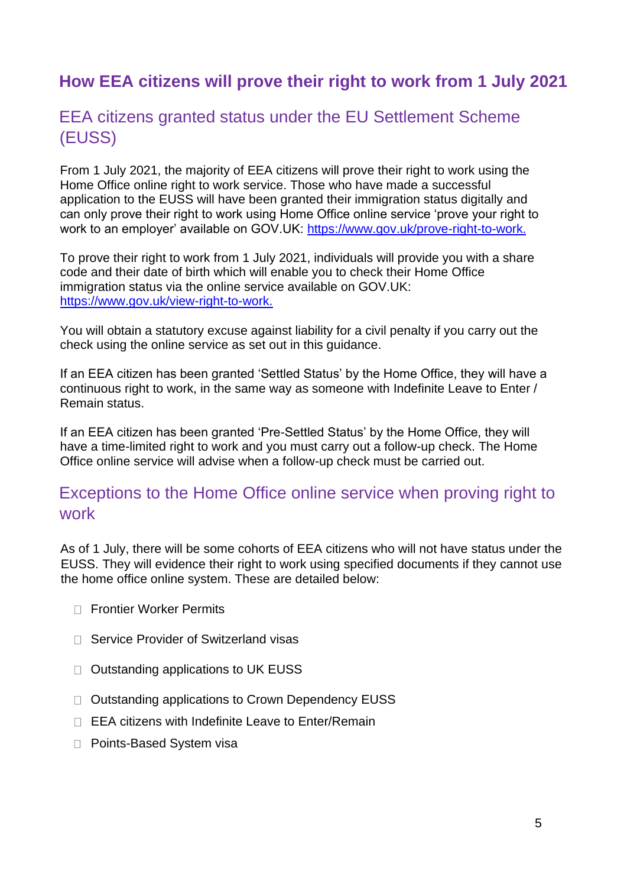## How EEA citizens will prove their right to work from 1 July 2021

### EEA citizens granted status under the EU Settlement Scheme (EUSS)

From 1 July 2021, the majority of EEA citizens will prove their right to work using the Home Office online right to work service. Those who have made a successful application to the EUSS will have been granted their immigration status digitally and can only prove their right to work using Home Office online service 'prove your right to work to an employer' available on GOV.UK: [https://www.gov.uk/prove-right-to-work.](https://www.gov.uk/prove-right-to-work)

To prove their right to work from 1 July 2021, individuals will provide you with a share code and their date of birth which will enable you to check their Home Office immigration status via the online service available on GOV.UK: [https://www.gov.uk/view-right-to-work.](https://www.gov.uk/view-right-to-work)

You will obtain a statutory excuse against liability for a civil penalty if you carry out the check using the online service as set out in this guidance.

If an EEA citizen has been granted 'Settled Status' by the Home Office, they will have a continuous right to work, in the same way as someone with Indefinite Leave to Enter / Remain status.

If an EEA citizen has been granted 'Pre-Settled Status' by the Home Office, they will have a time-limited right to work and you must carry out a follow-up check. The Home Office online service will advise when a follow-up check must be carried out.

### Exceptions to the Home Office online service when proving right to work

As of 1 July, there will be some cohorts of EEA citizens who will not have status under the EUSS. They will evidence their right to work using specified documents if they cannot use the home office online system. These are detailed below:

- Frontier Worker Permits
- Service Provider of Switzerland visas
- Outstanding applications to UK EUSS
- Outstanding applications to Crown Dependency EUSS
- EEA citizens with Indefinite Leave to Enter/Remain
- Points-Based System visa